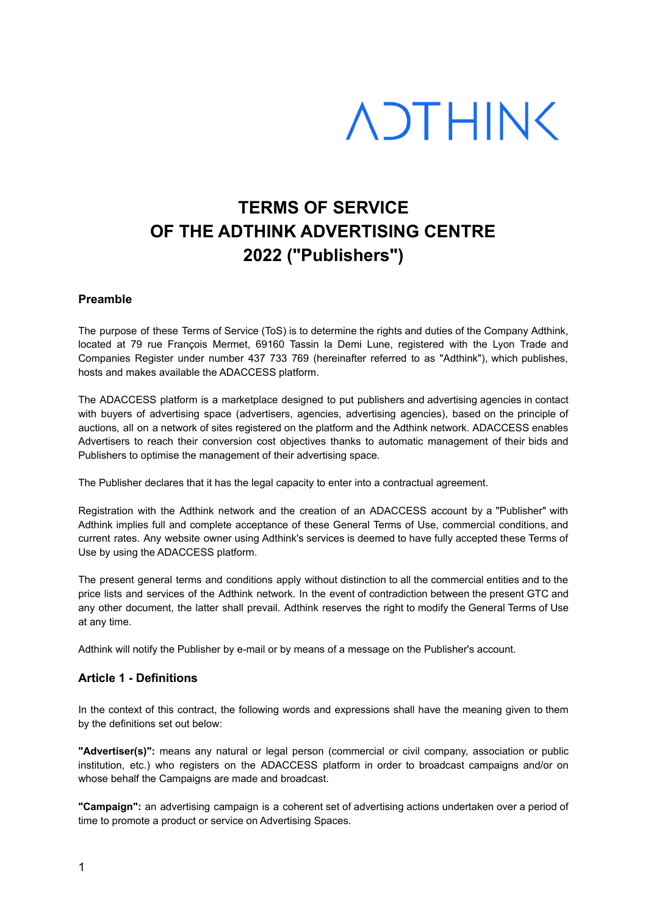ADTHINK

# TERMS OF SERVICE OF THE ADTHINK ADVERTISING CENTRE 2022 ("Publishers")

## Preamble

The purpose of these Terms of Service (ToS) is to determine the rights and duties of the Company Adthink, located at 79 rue François Mermet, 69160 Tassin la Demi Lune, registered with the Lyon Trade and Companies Register under number 437 733 769 (hereinafter referred to as "Adthink"), which publishes, hosts and makes available the ADACCESS platform.

The ADACCESS platform is a marketplace designed to put publishers and advertising agencies in contact with buyers of advertising space (advertisers, agencies, advertising agencies), based on the principle of auctions, all on a network of sites registered on the platform and the Adthink network. ADACCESS enables Advertisers to reach their conversion cost objectives thanks to automatic management of their bids and Publishers to optimise the management of their advertising space.

The Publisher declares that it has the legal capacity to enter into a contractual agreement.

Registration with the Adthink network and the creation of an ADACCESS account by a "Publisher" with Adthink implies full and complete acceptance of these General Terms of Use, commercial conditions, and current rates. Any website owner using Adthink's services is deemed to have fully accepted these Terms of Use by using the ADACCESS platform.

The present general terms and conditions apply without distinction to all the commercial entities and to the price lists and services of the Adthink network. In the event of contradiction between the present GTC and any other document, the latter shall prevail. Adthink reserves the right to modify the General Terms of Use at any time.

Adthink will notify the Publisher by e-mail or by means of a message on the Publisher's account.

## Article 1 - Definitions

In the context of this contract, the following words and expressions shall have the meaning given to them by the definitions set out below:

**"Advertiser(s)":** means any natural or legal person (commercial or civil company, association or public institution, etc.) who registers on the ADACCESS platform in order to broadcast campaigns and/or on whose behalf the Campaigns are made and broadcast.

**"Campaign":** an advertising campaign is a coherent set of advertising actions undertaken over a period of time to promote a product or service on Advertising Spaces.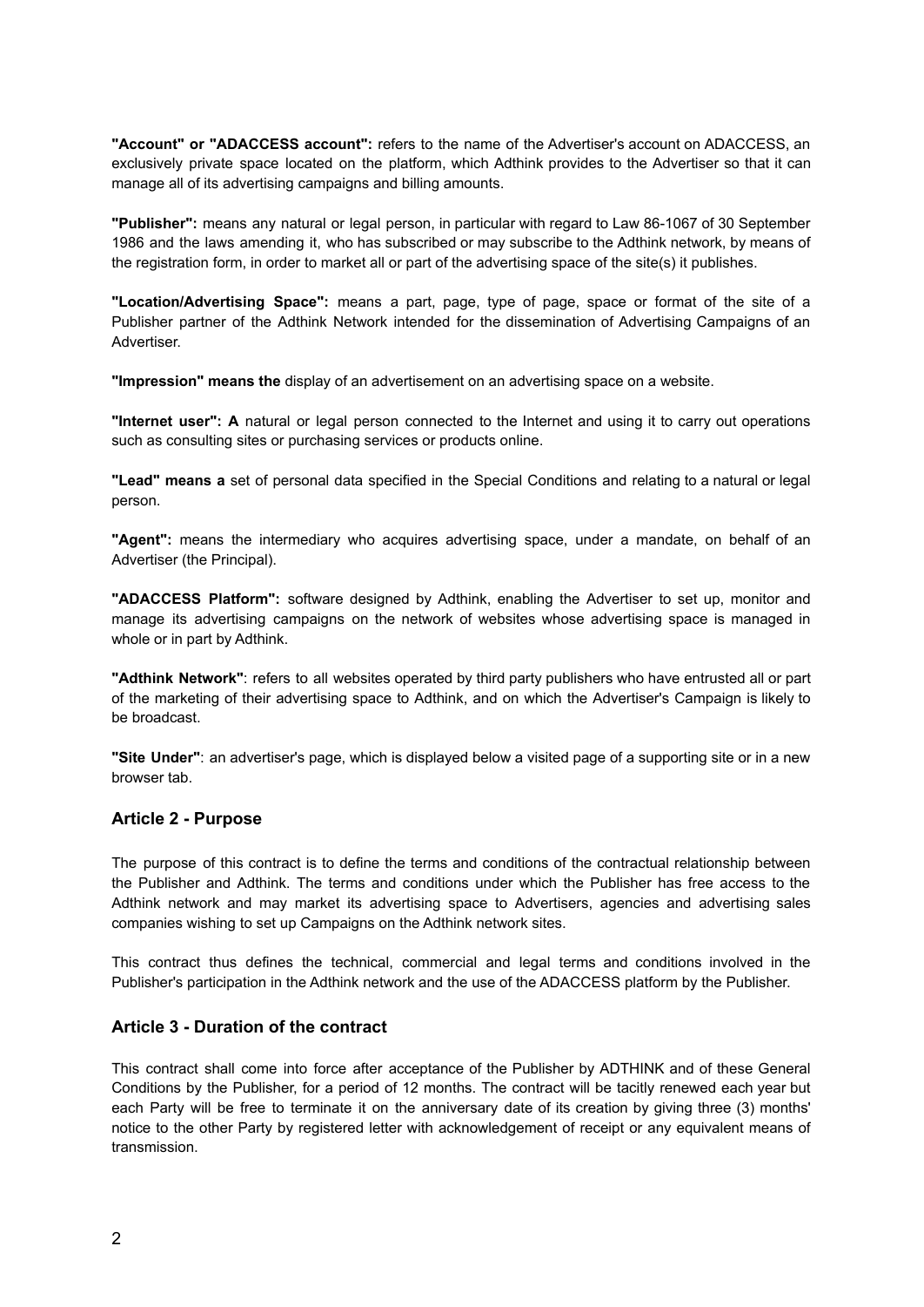**"Account" or "ADACCESS account":** refers to the name of the Advertiser's account on ADACCESS, an exclusively private space located on the platform, which Adthink provides to the Advertiser so that it can manage all of its advertising campaigns and billing amounts.

**"Publisher":** means any natural or legal person, in particular with regard to Law 86-1067 of 30 September 1986 and the laws amending it, who has subscribed or may subscribe to the Adthink network, by means of the registration form, in order to market all or part of the advertising space of the site(s) it publishes.

**"Location/Advertising Space":** means a part, page, type of page, space or format of the site of a Publisher partner of the Adthink Network intended for the dissemination of Advertising Campaigns of an Advertiser.

**"Impression" means the** display of an advertisement on an advertising space on a website.

**"Internet user": A** natural or legal person connected to the Internet and using it to carry out operations such as consulting sites or purchasing services or products online.

**"Lead" means a** set of personal data specified in the Special Conditions and relating to a natural or legal person.

**"Agent":** means the intermediary who acquires advertising space, under a mandate, on behalf of an Advertiser (the Principal).

**"ADACCESS Platform":** software designed by Adthink, enabling the Advertiser to set up, monitor and manage its advertising campaigns on the network of websites whose advertising space is managed in whole or in part by Adthink.

**"Adthink Network"**: refers to all websites operated by third party publishers who have entrusted all or part of the marketing of their advertising space to Adthink, and on which the Advertiser's Campaign is likely to be broadcast.

**"Site Under"**: an advertiser's page, which is displayed below a visited page of a supporting site or in a new browser tab.

## Article 2 - Purpose

The purpose of this contract is to define the terms and conditions of the contractual relationship between the Publisher and Adthink. The terms and conditions under which the Publisher has free access to the Adthink network and may market its advertising space to Advertisers, agencies and advertising sales companies wishing to set up Campaigns on the Adthink network sites.

This contract thus defines the technical, commercial and legal terms and conditions involved in the Publisher's participation in the Adthink network and the use of the ADACCESS platform by the Publisher.

## Article 3 - Duration of the contract

This contract shall come into force after acceptance of the Publisher by ADTHINK and of these General Conditions by the Publisher, for a period of 12 months. The contract will be tacitly renewed each year but each Party will be free to terminate it on the anniversary date of its creation by giving three (3) months' notice to the other Party by registered letter with acknowledgement of receipt or any equivalent means of transmission.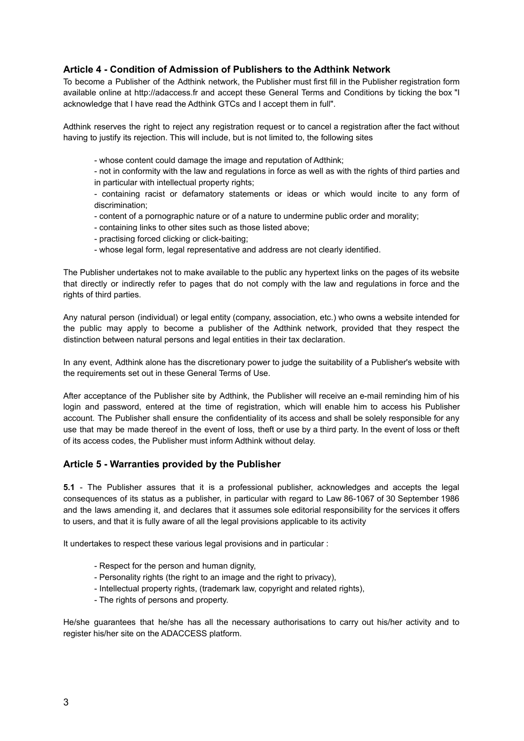## Article 4 - Condition of Admission of Publishers to the Adthink Network

To become a Publisher of the Adthink network, the Publisher must first fill in the Publisher registration form available online at http://adaccess.fr and accept these General Terms and Conditions by ticking the box "I acknowledge that I have read the Adthink GTCs and I accept them in full".

Adthink reserves the right to reject any registration request or to cancel a registration after the fact without having to justify its rejection. This will include, but is not limited to, the following sites

- whose content could damage the image and reputation of Adthink;
- not in conformity with the law and regulations in force as well as with the rights of third parties and in particular with intellectual property rights;
- containing racist or defamatory statements or ideas or which would incite to any form of discrimination;
- content of a pornographic nature or of a nature to undermine public order and morality;
- containing links to other sites such as those listed above;
- practising forced clicking or click-baiting;
- whose legal form, legal representative and address are not clearly identified.

The Publisher undertakes not to make available to the public any hypertext links on the pages of its website that directly or indirectly refer to pages that do not comply with the law and regulations in force and the rights of third parties.

Any natural person (individual) or legal entity (company, association, etc.) who owns a website intended for the public may apply to become a publisher of the Adthink network, provided that they respect the distinction between natural persons and legal entities in their tax declaration.

In any event, Adthink alone has the discretionary power to judge the suitability of a Publisher's website with the requirements set out in these General Terms of Use.

After acceptance of the Publisher site by Adthink, the Publisher will receive an e-mail reminding him of his login and password, entered at the time of registration, which will enable him to access his Publisher account. The Publisher shall ensure the confidentiality of its access and shall be solely responsible for any use that may be made thereof in the event of loss, theft or use by a third party. In the event of loss or theft of its access codes, the Publisher must inform Adthink without delay.

## Article 5 - Warranties provided by the Publisher

**5.1** - The Publisher assures that it is a professional publisher, acknowledges and accepts the legal consequences of its status as a publisher, in particular with regard to Law 86-1067 of 30 September 1986 and the laws amending it, and declares that it assumes sole editorial responsibility for the services it offers to users, and that it is fully aware of all the legal provisions applicable to its activity

It undertakes to respect these various legal provisions and in particular :

- Respect for the person and human dignity,
- Personality rights (the right to an image and the right to privacy),
- Intellectual property rights, (trademark law, copyright and related rights),
- The rights of persons and property.

He/she guarantees that he/she has all the necessary authorisations to carry out his/her activity and to register his/her site on the ADACCESS platform.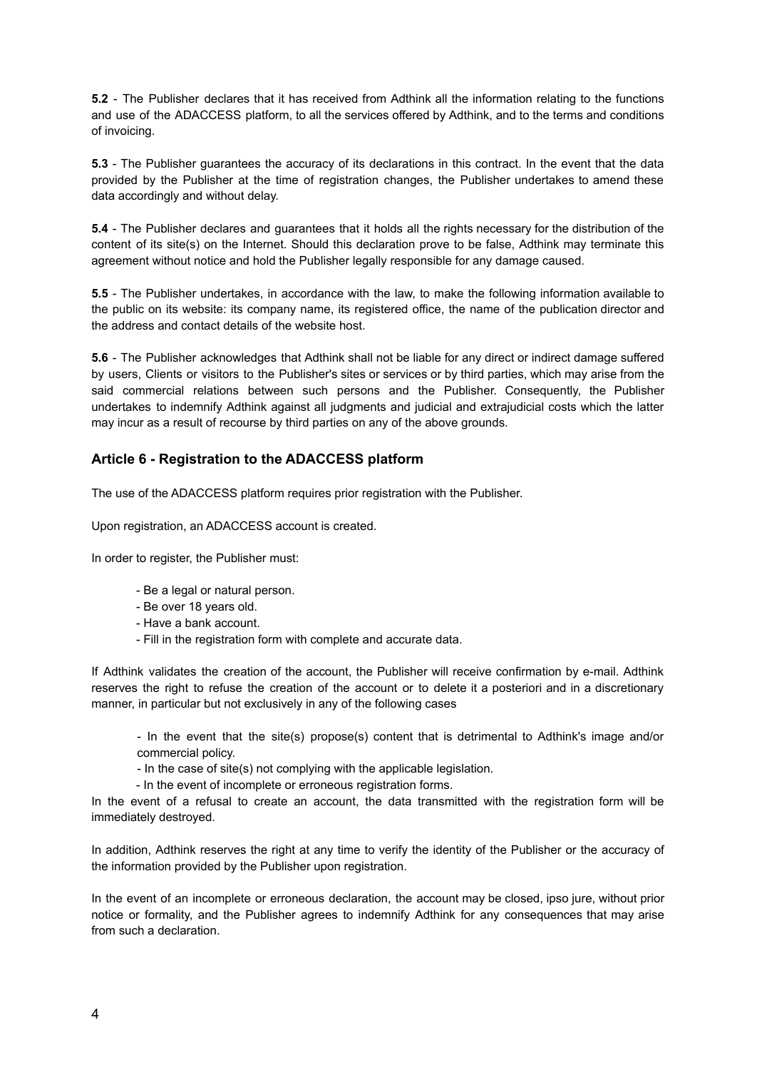**5.2** - The Publisher declares that it has received from Adthink all the information relating to the functions and use of the ADACCESS platform, to all the services offered by Adthink, and to the terms and conditions of invoicing.

**5.3** - The Publisher guarantees the accuracy of its declarations in this contract. In the event that the data provided by the Publisher at the time of registration changes, the Publisher undertakes to amend these data accordingly and without delay.

**5.4** - The Publisher declares and guarantees that it holds all the rights necessary for the distribution of the content of its site(s) on the Internet. Should this declaration prove to be false, Adthink may terminate this agreement without notice and hold the Publisher legally responsible for any damage caused.

**5.5** - The Publisher undertakes, in accordance with the law, to make the following information available to the public on its website: its company name, its registered office, the name of the publication director and the address and contact details of the website host.

**5.6** - The Publisher acknowledges that Adthink shall not be liable for any direct or indirect damage suffered by users, Clients or visitors to the Publisher's sites or services or by third parties, which may arise from the said commercial relations between such persons and the Publisher. Consequently, the Publisher undertakes to indemnify Adthink against all judgments and judicial and extrajudicial costs which the latter may incur as a result of recourse by third parties on any of the above grounds.

## Article 6 - Registration to the ADACCESS platform

The use of the ADACCESS platform requires prior registration with the Publisher.

Upon registration, an ADACCESS account is created.

In order to register, the Publisher must:

- Be a legal or natural person.
- Be over 18 years old.
- Have a bank account.
- Fill in the registration form with complete and accurate data.

If Adthink validates the creation of the account, the Publisher will receive confirmation by e-mail. Adthink reserves the right to refuse the creation of the account or to delete it a posteriori and in a discretionary manner, in particular but not exclusively in any of the following cases

- In the event that the site(s) propose(s) content that is detrimental to Adthink's image and/or commercial policy.
- In the case of site(s) not complying with the applicable legislation.
- In the event of incomplete or erroneous registration forms.

In the event of a refusal to create an account, the data transmitted with the registration form will be immediately destroyed.

In addition, Adthink reserves the right at any time to verify the identity of the Publisher or the accuracy of the information provided by the Publisher upon registration.

In the event of an incomplete or erroneous declaration, the account may be closed, ipso jure, without prior notice or formality, and the Publisher agrees to indemnify Adthink for any consequences that may arise from such a declaration.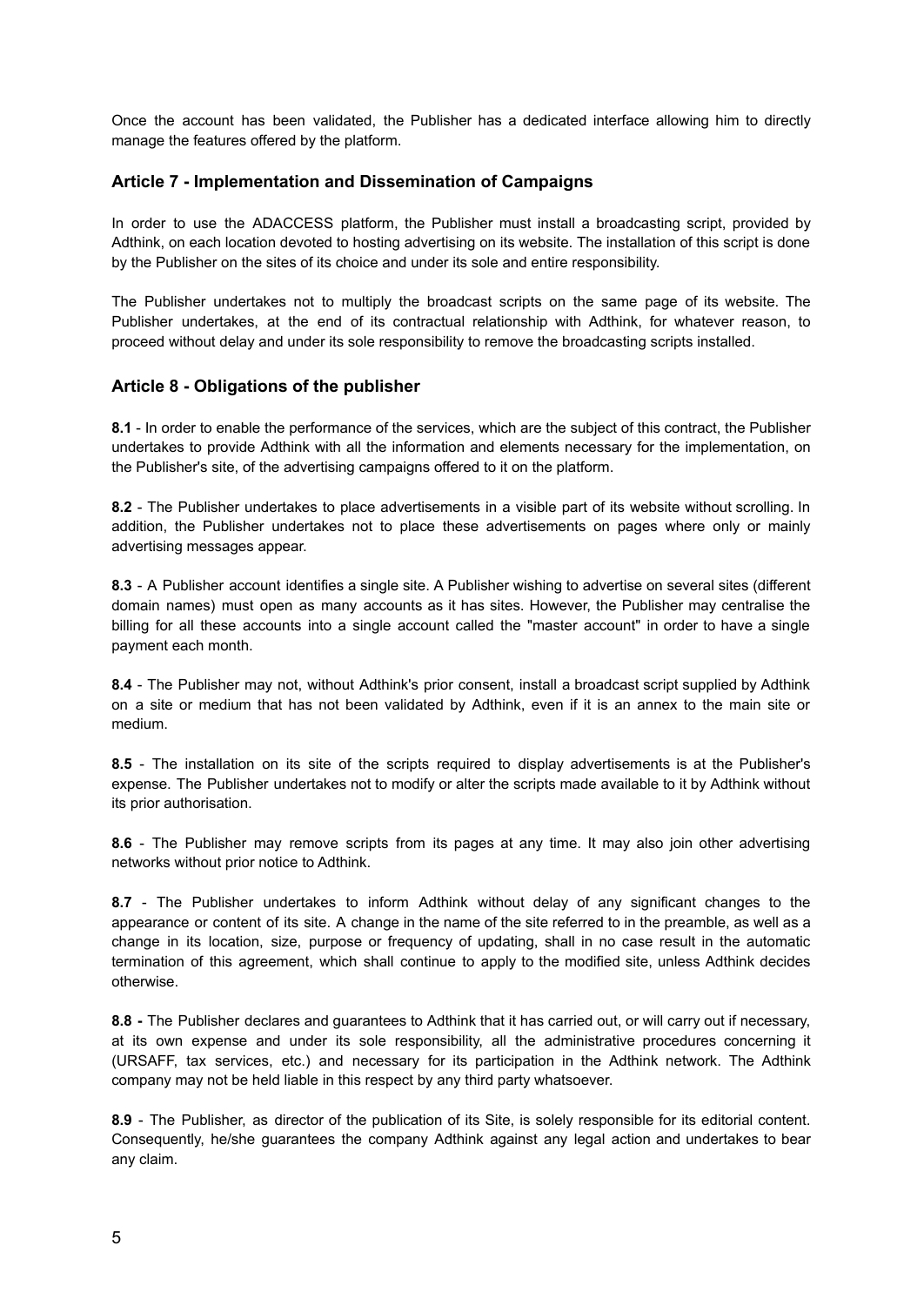Once the account has been validated, the Publisher has a dedicated interface allowing him to directly manage the features offered by the platform.

### Article 7 - Implementation and Dissemination of Campaigns

In order to use the ADACCESS platform, the Publisher must install a broadcasting script, provided by Adthink, on each location devoted to hosting advertising on its website. The installation of this script is done by the Publisher on the sites of its choice and under its sole and entire responsibility.

The Publisher undertakes not to multiply the broadcast scripts on the same page of its website. The Publisher undertakes, at the end of its contractual relationship with Adthink, for whatever reason, to proceed without delay and under its sole responsibility to remove the broadcasting scripts installed.

### Article 8 - Obligations of the publisher

**8.1** - In order to enable the performance of the services, which are the subject of this contract, the Publisher undertakes to provide Adthink with all the information and elements necessary for the implementation, on the Publisher's site, of the advertising campaigns offered to it on the platform.

**8.2** - The Publisher undertakes to place advertisements in a visible part of its website without scrolling. In addition, the Publisher undertakes not to place these advertisements on pages where only or mainly advertising messages appear.

**8.3** - A Publisher account identifies a single site. A Publisher wishing to advertise on several sites (different domain names) must open as many accounts as it has sites. However, the Publisher may centralise the billing for all these accounts into a single account called the "master account" in order to have a single payment each month.

**8.4** - The Publisher may not, without Adthink's prior consent, install a broadcast script supplied by Adthink on a site or medium that has not been validated by Adthink, even if it is an annex to the main site or medium.

**8.5** - The installation on its site of the scripts required to display advertisements is at the Publisher's expense. The Publisher undertakes not to modify or alter the scripts made available to it by Adthink without its prior authorisation.

**8.6** - The Publisher may remove scripts from its pages at any time. It may also join other advertising networks without prior notice to Adthink.

**8.7** - The Publisher undertakes to inform Adthink without delay of any significant changes to the appearance or content of its site. A change in the name of the site referred to in the preamble, as well as a change in its location, size, purpose or frequency of updating, shall in no case result in the automatic termination of this agreement, which shall continue to apply to the modified site, unless Adthink decides otherwise.

**8.8 -** The Publisher declares and guarantees to Adthink that it has carried out, or will carry out if necessary, at its own expense and under its sole responsibility, all the administrative procedures concerning it (URSAFF, tax services, etc.) and necessary for its participation in the Adthink network. The Adthink company may not be held liable in this respect by any third party whatsoever.

**8.9** - The Publisher, as director of the publication of its Site, is solely responsible for its editorial content. Consequently, he/she guarantees the company Adthink against any legal action and undertakes to bear any claim.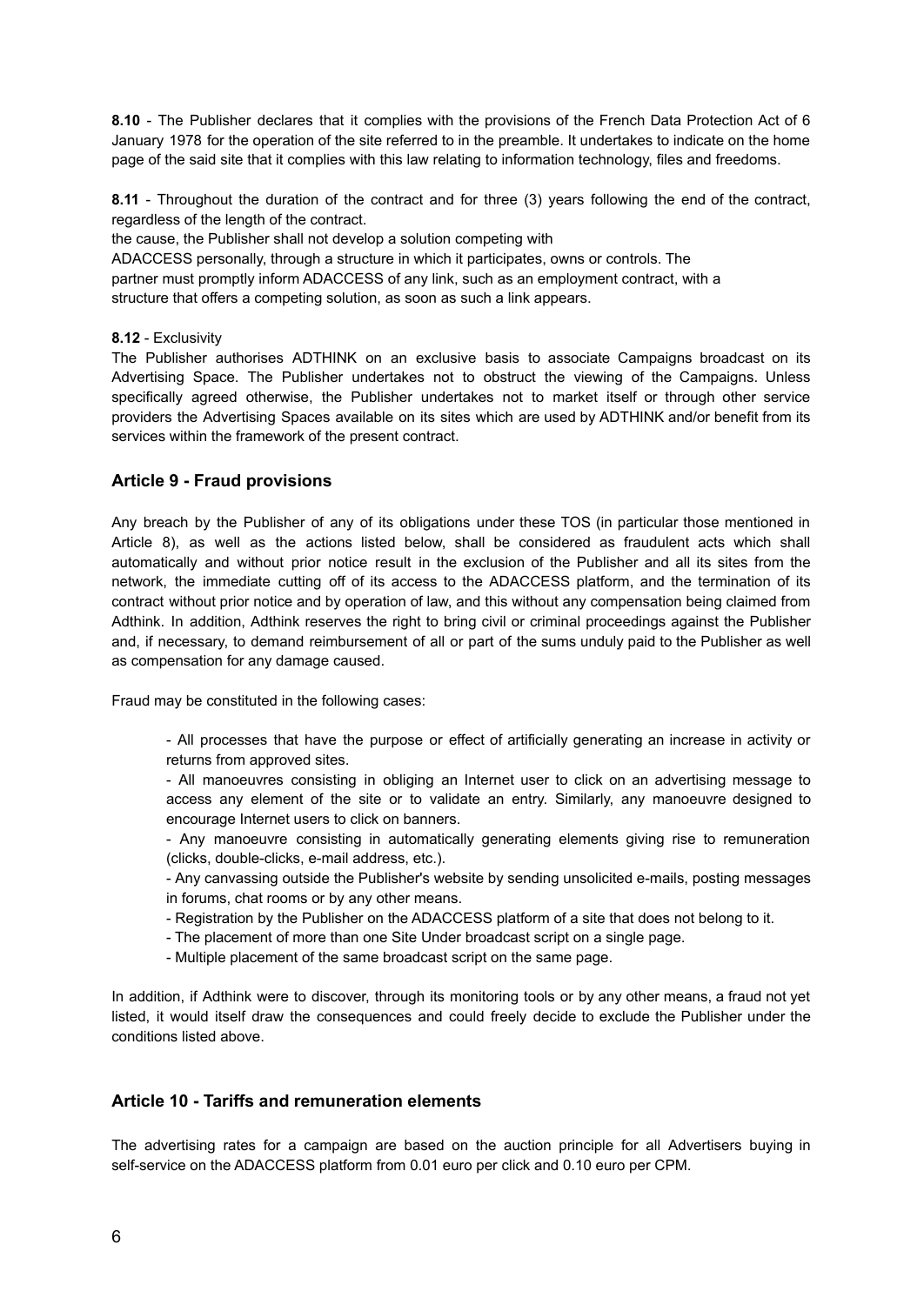**8.10** - The Publisher declares that it complies with the provisions of the French Data Protection Act of 6 January 1978 for the operation of the site referred to in the preamble. It undertakes to indicate on the home page of the said site that it complies with this law relating to information technology, files and freedoms.

**8.11** - Throughout the duration of the contract and for three (3) years following the end of the contract, regardless of the length of the contract.
the cause, the Publisher shall not develop a solution competing with
ADACCESS personally, through a structure in which it participates, owns or controls. The
partner must promptly inform ADACCESS of any link, such as an employment contract, with a
structure that offers a competing solution, as soon as such a link appears.

**8.12** - Exclusivity
The Publisher authorises ADTHINK on an exclusive basis to associate Campaigns broadcast on its Advertising Space. The Publisher undertakes not to obstruct the viewing of the Campaigns. Unless specifically agreed otherwise, the Publisher undertakes not to market itself or through other service providers the Advertising Spaces available on its sites which are used by ADTHINK and/or benefit from its services within the framework of the present contract.

## Article 9 - Fraud provisions

Any breach by the Publisher of any of its obligations under these TOS (in particular those mentioned in Article 8), as well as the actions listed below, shall be considered as fraudulent acts which shall automatically and without prior notice result in the exclusion of the Publisher and all its sites from the network, the immediate cutting off of its access to the ADACCESS platform, and the termination of its contract without prior notice and by operation of law, and this without any compensation being claimed from Adthink. In addition, Adthink reserves the right to bring civil or criminal proceedings against the Publisher and, if necessary, to demand reimbursement of all or part of the sums unduly paid to the Publisher as well as compensation for any damage caused.

Fraud may be constituted in the following cases:

- All processes that have the purpose or effect of artificially generating an increase in activity or returns from approved sites.
- All manoeuvres consisting in obliging an Internet user to click on an advertising message to access any element of the site or to validate an entry. Similarly, any manoeuvre designed to encourage Internet users to click on banners.
- Any manoeuvre consisting in automatically generating elements giving rise to remuneration (clicks, double-clicks, e-mail address, etc.).
- Any canvassing outside the Publisher's website by sending unsolicited e-mails, posting messages in forums, chat rooms or by any other means.
- Registration by the Publisher on the ADACCESS platform of a site that does not belong to it.
- The placement of more than one Site Under broadcast script on a single page.
- Multiple placement of the same broadcast script on the same page.

In addition, if Adthink were to discover, through its monitoring tools or by any other means, a fraud not yet listed, it would itself draw the consequences and could freely decide to exclude the Publisher under the conditions listed above.

## Article 10 - Tariffs and remuneration elements

The advertising rates for a campaign are based on the auction principle for all Advertisers buying in self-service on the ADACCESS platform from 0.01 euro per click and 0.10 euro per CPM.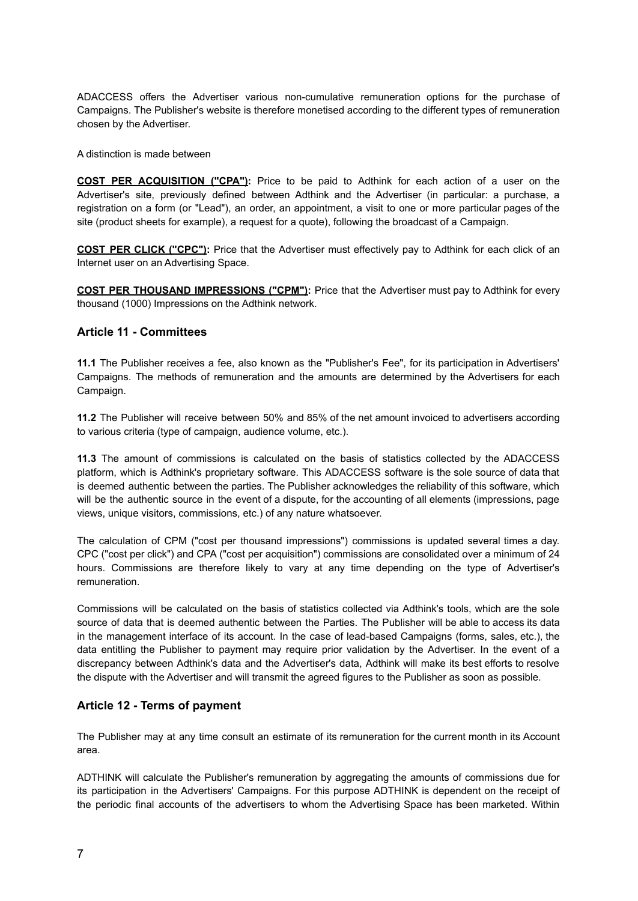ADACCESS offers the Advertiser various non-cumulative remuneration options for the purchase of Campaigns. The Publisher's website is therefore monetised according to the different types of remuneration chosen by the Advertiser.

A distinction is made between

**COST PER ACQUISITION ("CPA"):** Price to be paid to Adthink for each action of a user on the Advertiser's site, previously defined between Adthink and the Advertiser (in particular: a purchase, a registration on a form (or "Lead"), an order, an appointment, a visit to one or more particular pages of the site (product sheets for example), a request for a quote), following the broadcast of a Campaign.

**COST PER CLICK ("CPC"):** Price that the Advertiser must effectively pay to Adthink for each click of an Internet user on an Advertising Space.

**COST PER THOUSAND IMPRESSIONS ("CPM"):** Price that the Advertiser must pay to Adthink for every thousand (1000) Impressions on the Adthink network.

### Article 11 - Committees

**11.1** The Publisher receives a fee, also known as the "Publisher's Fee", for its participation in Advertisers' Campaigns. The methods of remuneration and the amounts are determined by the Advertisers for each Campaign.

**11.2** The Publisher will receive between 50% and 85% of the net amount invoiced to advertisers according to various criteria (type of campaign, audience volume, etc.).

**11.3** The amount of commissions is calculated on the basis of statistics collected by the ADACCESS platform, which is Adthink's proprietary software. This ADACCESS software is the sole source of data that is deemed authentic between the parties. The Publisher acknowledges the reliability of this software, which will be the authentic source in the event of a dispute, for the accounting of all elements (impressions, page views, unique visitors, commissions, etc.) of any nature whatsoever.

The calculation of CPM ("cost per thousand impressions") commissions is updated several times a day. CPC ("cost per click") and CPA ("cost per acquisition") commissions are consolidated over a minimum of 24 hours. Commissions are therefore likely to vary at any time depending on the type of Advertiser's remuneration.

Commissions will be calculated on the basis of statistics collected via Adthink's tools, which are the sole source of data that is deemed authentic between the Parties. The Publisher will be able to access its data in the management interface of its account. In the case of lead-based Campaigns (forms, sales, etc.), the data entitling the Publisher to payment may require prior validation by the Advertiser. In the event of a discrepancy between Adthink's data and the Advertiser's data, Adthink will make its best efforts to resolve the dispute with the Advertiser and will transmit the agreed figures to the Publisher as soon as possible.

### Article 12 - Terms of payment

The Publisher may at any time consult an estimate of its remuneration for the current month in its Account area.

ADTHINK will calculate the Publisher's remuneration by aggregating the amounts of commissions due for its participation in the Advertisers' Campaigns. For this purpose ADTHINK is dependent on the receipt of the periodic final accounts of the advertisers to whom the Advertising Space has been marketed. Within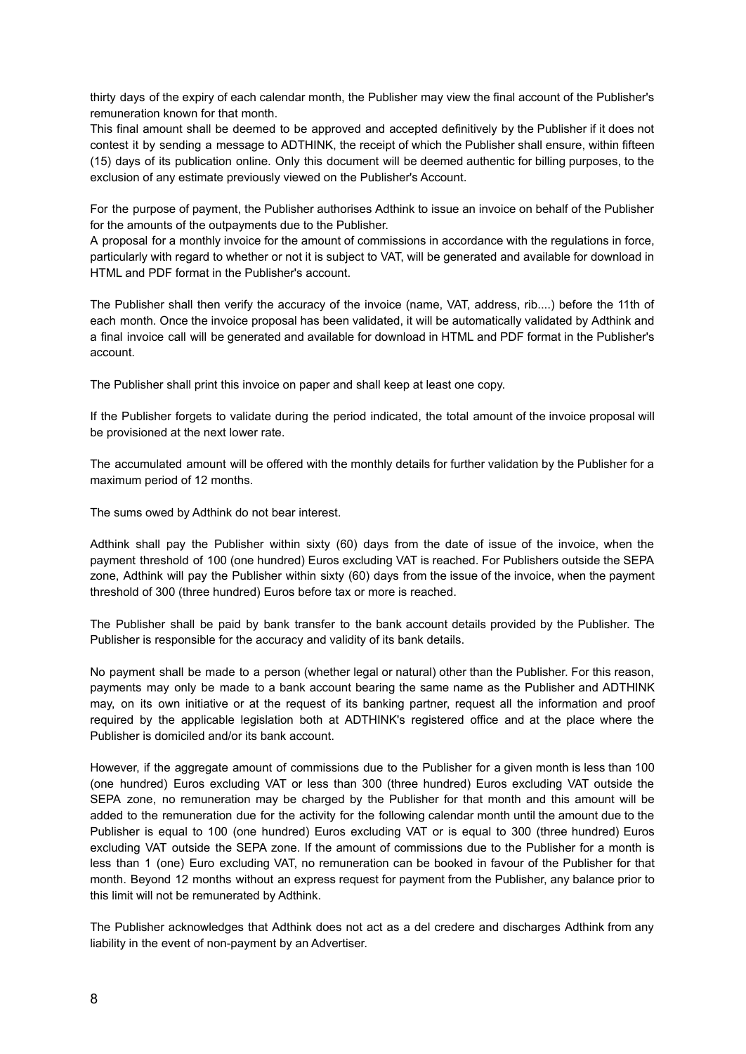thirty days of the expiry of each calendar month, the Publisher may view the final account of the Publisher's remuneration known for that month.

This final amount shall be deemed to be approved and accepted definitively by the Publisher if it does not contest it by sending a message to ADTHINK, the receipt of which the Publisher shall ensure, within fifteen (15) days of its publication online. Only this document will be deemed authentic for billing purposes, to the exclusion of any estimate previously viewed on the Publisher's Account.

For the purpose of payment, the Publisher authorises Adthink to issue an invoice on behalf of the Publisher for the amounts of the outpayments due to the Publisher.

A proposal for a monthly invoice for the amount of commissions in accordance with the regulations in force, particularly with regard to whether or not it is subject to VAT, will be generated and available for download in HTML and PDF format in the Publisher's account.

The Publisher shall then verify the accuracy of the invoice (name, VAT, address, rib....) before the 11th of each month. Once the invoice proposal has been validated, it will be automatically validated by Adthink and a final invoice call will be generated and available for download in HTML and PDF format in the Publisher's account.

The Publisher shall print this invoice on paper and shall keep at least one copy.

If the Publisher forgets to validate during the period indicated, the total amount of the invoice proposal will be provisioned at the next lower rate.

The accumulated amount will be offered with the monthly details for further validation by the Publisher for a maximum period of 12 months.

The sums owed by Adthink do not bear interest.

Adthink shall pay the Publisher within sixty (60) days from the date of issue of the invoice, when the payment threshold of 100 (one hundred) Euros excluding VAT is reached. For Publishers outside the SEPA zone, Adthink will pay the Publisher within sixty (60) days from the issue of the invoice, when the payment threshold of 300 (three hundred) Euros before tax or more is reached.

The Publisher shall be paid by bank transfer to the bank account details provided by the Publisher. The Publisher is responsible for the accuracy and validity of its bank details.

No payment shall be made to a person (whether legal or natural) other than the Publisher. For this reason, payments may only be made to a bank account bearing the same name as the Publisher and ADTHINK may, on its own initiative or at the request of its banking partner, request all the information and proof required by the applicable legislation both at ADTHINK's registered office and at the place where the Publisher is domiciled and/or its bank account.

However, if the aggregate amount of commissions due to the Publisher for a given month is less than 100 (one hundred) Euros excluding VAT or less than 300 (three hundred) Euros excluding VAT outside the SEPA zone, no remuneration may be charged by the Publisher for that month and this amount will be added to the remuneration due for the activity for the following calendar month until the amount due to the Publisher is equal to 100 (one hundred) Euros excluding VAT or is equal to 300 (three hundred) Euros excluding VAT outside the SEPA zone. If the amount of commissions due to the Publisher for a month is less than 1 (one) Euro excluding VAT, no remuneration can be booked in favour of the Publisher for that month. Beyond 12 months without an express request for payment from the Publisher, any balance prior to this limit will not be remunerated by Adthink.

The Publisher acknowledges that Adthink does not act as a del credere and discharges Adthink from any liability in the event of non-payment by an Advertiser.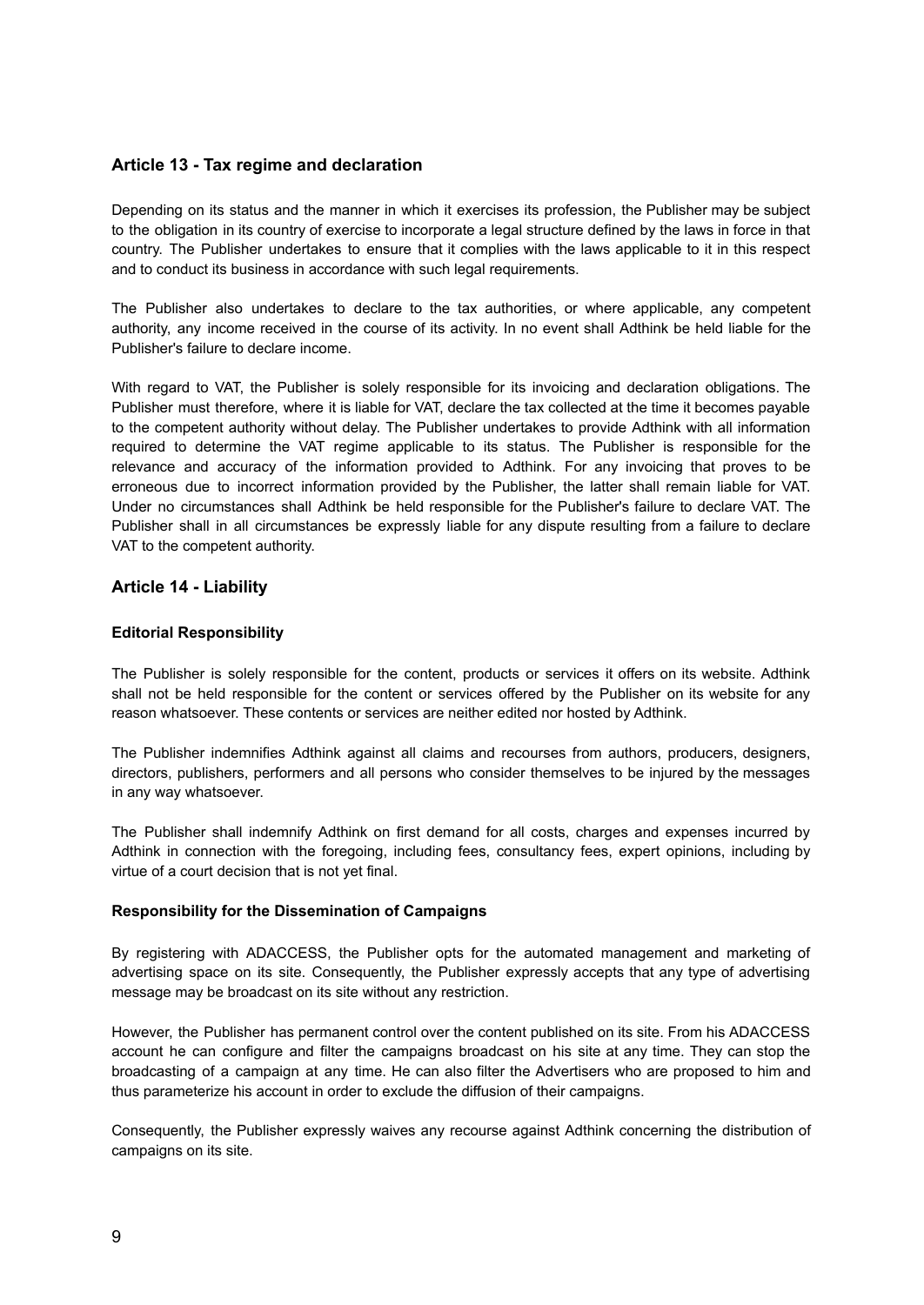## Article 13 - Tax regime and declaration

Depending on its status and the manner in which it exercises its profession, the Publisher may be subject to the obligation in its country of exercise to incorporate a legal structure defined by the laws in force in that country. The Publisher undertakes to ensure that it complies with the laws applicable to it in this respect and to conduct its business in accordance with such legal requirements.

The Publisher also undertakes to declare to the tax authorities, or where applicable, any competent authority, any income received in the course of its activity. In no event shall Adthink be held liable for the Publisher's failure to declare income.

With regard to VAT, the Publisher is solely responsible for its invoicing and declaration obligations. The Publisher must therefore, where it is liable for VAT, declare the tax collected at the time it becomes payable to the competent authority without delay. The Publisher undertakes to provide Adthink with all information required to determine the VAT regime applicable to its status. The Publisher is responsible for the relevance and accuracy of the information provided to Adthink. For any invoicing that proves to be erroneous due to incorrect information provided by the Publisher, the latter shall remain liable for VAT. Under no circumstances shall Adthink be held responsible for the Publisher's failure to declare VAT. The Publisher shall in all circumstances be expressly liable for any dispute resulting from a failure to declare VAT to the competent authority.

## Article 14 - Liability

### Editorial Responsibility

The Publisher is solely responsible for the content, products or services it offers on its website. Adthink shall not be held responsible for the content or services offered by the Publisher on its website for any reason whatsoever. These contents or services are neither edited nor hosted by Adthink.

The Publisher indemnifies Adthink against all claims and recourses from authors, producers, designers, directors, publishers, performers and all persons who consider themselves to be injured by the messages in any way whatsoever.

The Publisher shall indemnify Adthink on first demand for all costs, charges and expenses incurred by Adthink in connection with the foregoing, including fees, consultancy fees, expert opinions, including by virtue of a court decision that is not yet final.

### Responsibility for the Dissemination of Campaigns

By registering with ADACCESS, the Publisher opts for the automated management and marketing of advertising space on its site. Consequently, the Publisher expressly accepts that any type of advertising message may be broadcast on its site without any restriction.

However, the Publisher has permanent control over the content published on its site. From his ADACCESS account he can configure and filter the campaigns broadcast on his site at any time. They can stop the broadcasting of a campaign at any time. He can also filter the Advertisers who are proposed to him and thus parameterize his account in order to exclude the diffusion of their campaigns.

Consequently, the Publisher expressly waives any recourse against Adthink concerning the distribution of campaigns on its site.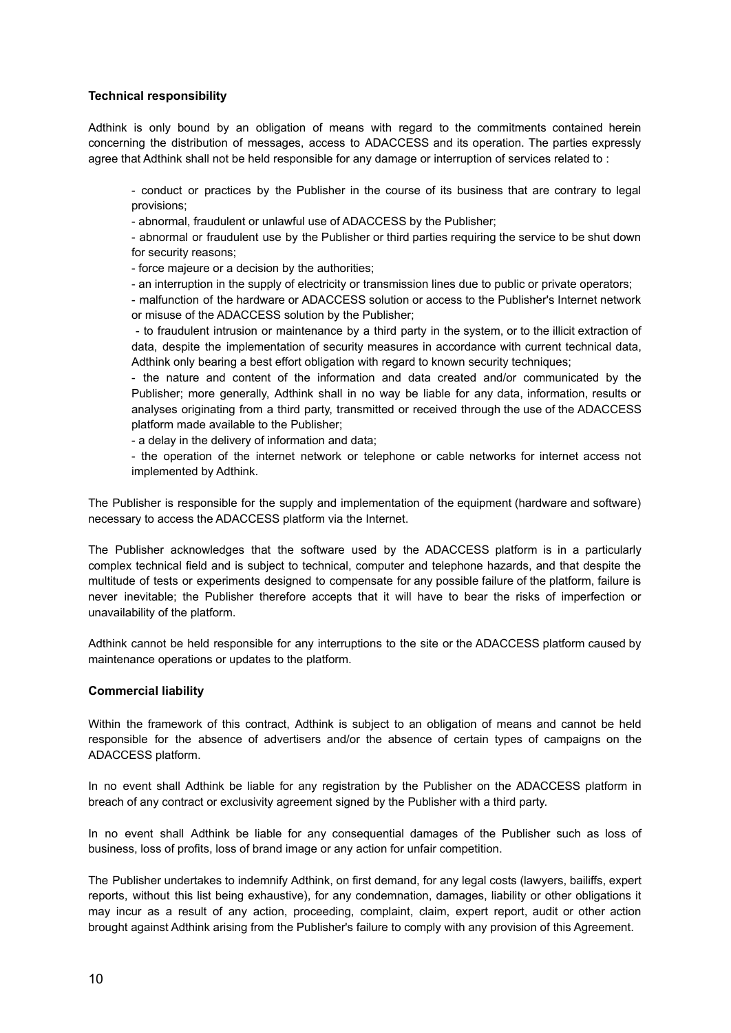**Technical responsibility**

Adthink is only bound by an obligation of means with regard to the commitments contained herein concerning the distribution of messages, access to ADACCESS and its operation. The parties expressly agree that Adthink shall not be held responsible for any damage or interruption of services related to :

- conduct or practices by the Publisher in the course of its business that are contrary to legal provisions;
- abnormal, fraudulent or unlawful use of ADACCESS by the Publisher;
- abnormal or fraudulent use by the Publisher or third parties requiring the service to be shut down for security reasons;
- force majeure or a decision by the authorities;
- an interruption in the supply of electricity or transmission lines due to public or private operators;
- malfunction of the hardware or ADACCESS solution or access to the Publisher's Internet network or misuse of the ADACCESS solution by the Publisher;
- to fraudulent intrusion or maintenance by a third party in the system, or to the illicit extraction of data, despite the implementation of security measures in accordance with current technical data, Adthink only bearing a best effort obligation with regard to known security techniques;
- the nature and content of the information and data created and/or communicated by the Publisher; more generally, Adthink shall in no way be liable for any data, information, results or analyses originating from a third party, transmitted or received through the use of the ADACCESS platform made available to the Publisher;
- a delay in the delivery of information and data;
- the operation of the internet network or telephone or cable networks for internet access not implemented by Adthink.

The Publisher is responsible for the supply and implementation of the equipment (hardware and software) necessary to access the ADACCESS platform via the Internet.

The Publisher acknowledges that the software used by the ADACCESS platform is in a particularly complex technical field and is subject to technical, computer and telephone hazards, and that despite the multitude of tests or experiments designed to compensate for any possible failure of the platform, failure is never inevitable; the Publisher therefore accepts that it will have to bear the risks of imperfection or unavailability of the platform.

Adthink cannot be held responsible for any interruptions to the site or the ADACCESS platform caused by maintenance operations or updates to the platform.

**Commercial liability**

Within the framework of this contract, Adthink is subject to an obligation of means and cannot be held responsible for the absence of advertisers and/or the absence of certain types of campaigns on the ADACCESS platform.

In no event shall Adthink be liable for any registration by the Publisher on the ADACCESS platform in breach of any contract or exclusivity agreement signed by the Publisher with a third party.

In no event shall Adthink be liable for any consequential damages of the Publisher such as loss of business, loss of profits, loss of brand image or any action for unfair competition.

The Publisher undertakes to indemnify Adthink, on first demand, for any legal costs (lawyers, bailiffs, expert reports, without this list being exhaustive), for any condemnation, damages, liability or other obligations it may incur as a result of any action, proceeding, complaint, claim, expert report, audit or other action brought against Adthink arising from the Publisher's failure to comply with any provision of this Agreement.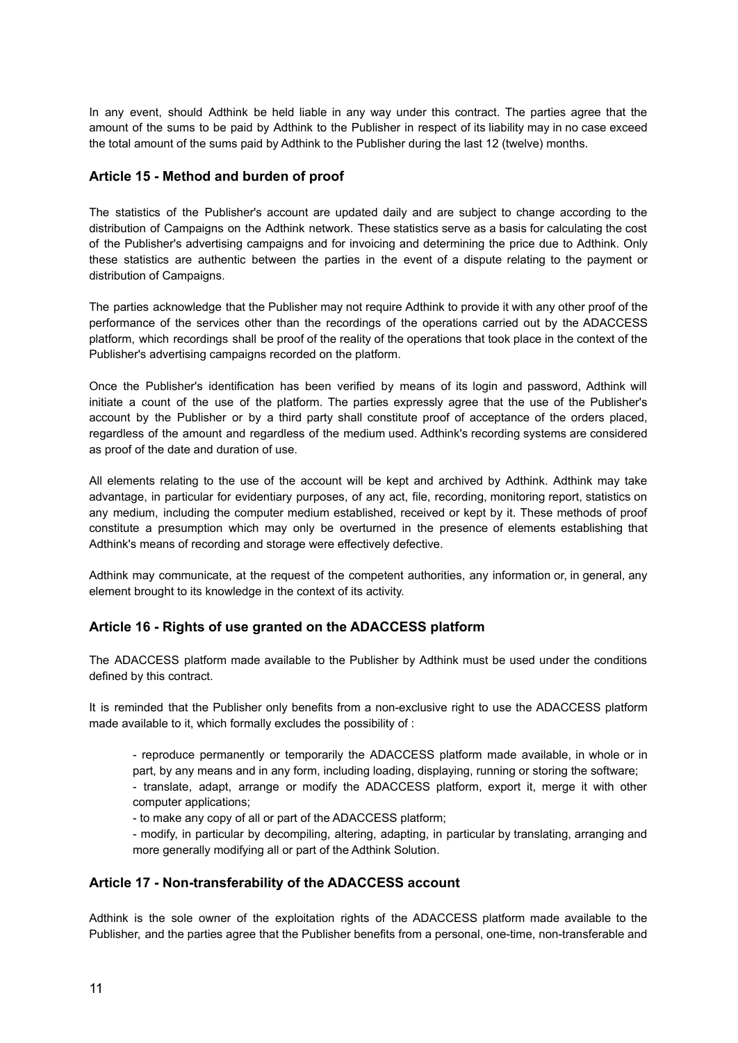In any event, should Adthink be held liable in any way under this contract. The parties agree that the amount of the sums to be paid by Adthink to the Publisher in respect of its liability may in no case exceed the total amount of the sums paid by Adthink to the Publisher during the last 12 (twelve) months.

## Article 15 - Method and burden of proof

The statistics of the Publisher's account are updated daily and are subject to change according to the distribution of Campaigns on the Adthink network. These statistics serve as a basis for calculating the cost of the Publisher's advertising campaigns and for invoicing and determining the price due to Adthink. Only these statistics are authentic between the parties in the event of a dispute relating to the payment or distribution of Campaigns.

The parties acknowledge that the Publisher may not require Adthink to provide it with any other proof of the performance of the services other than the recordings of the operations carried out by the ADACCESS platform, which recordings shall be proof of the reality of the operations that took place in the context of the Publisher's advertising campaigns recorded on the platform.

Once the Publisher's identification has been verified by means of its login and password, Adthink will initiate a count of the use of the platform. The parties expressly agree that the use of the Publisher's account by the Publisher or by a third party shall constitute proof of acceptance of the orders placed, regardless of the amount and regardless of the medium used. Adthink's recording systems are considered as proof of the date and duration of use.

All elements relating to the use of the account will be kept and archived by Adthink. Adthink may take advantage, in particular for evidentiary purposes, of any act, file, recording, monitoring report, statistics on any medium, including the computer medium established, received or kept by it. These methods of proof constitute a presumption which may only be overturned in the presence of elements establishing that Adthink's means of recording and storage were effectively defective.

Adthink may communicate, at the request of the competent authorities, any information or, in general, any element brought to its knowledge in the context of its activity.

## Article 16 - Rights of use granted on the ADACCESS platform

The ADACCESS platform made available to the Publisher by Adthink must be used under the conditions defined by this contract.

It is reminded that the Publisher only benefits from a non-exclusive right to use the ADACCESS platform made available to it, which formally excludes the possibility of :

- reproduce permanently or temporarily the ADACCESS platform made available, in whole or in part, by any means and in any form, including loading, displaying, running or storing the software;
- translate, adapt, arrange or modify the ADACCESS platform, export it, merge it with other computer applications;
- to make any copy of all or part of the ADACCESS platform;
- modify, in particular by decompiling, altering, adapting, in particular by translating, arranging and more generally modifying all or part of the Adthink Solution.

## Article 17 - Non-transferability of the ADACCESS account

Adthink is the sole owner of the exploitation rights of the ADACCESS platform made available to the Publisher, and the parties agree that the Publisher benefits from a personal, one-time, non-transferable and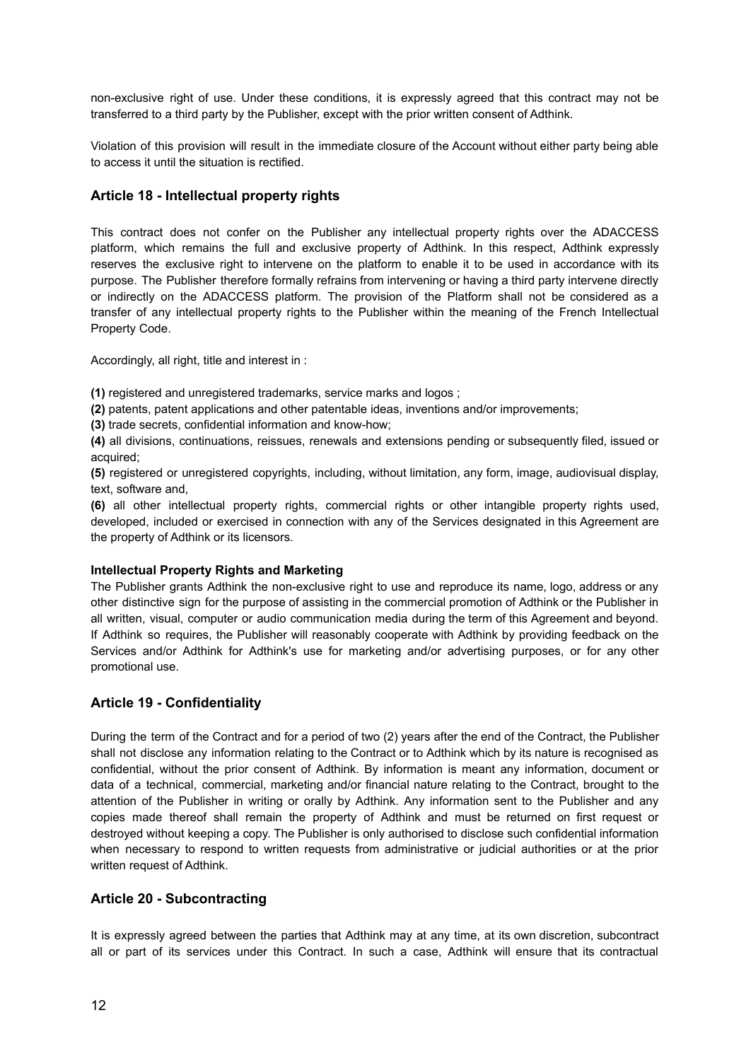non-exclusive right of use. Under these conditions, it is expressly agreed that this contract may not be transferred to a third party by the Publisher, except with the prior written consent of Adthink.

Violation of this provision will result in the immediate closure of the Account without either party being able to access it until the situation is rectified.

## Article 18 - Intellectual property rights

This contract does not confer on the Publisher any intellectual property rights over the ADACCESS platform, which remains the full and exclusive property of Adthink. In this respect, Adthink expressly reserves the exclusive right to intervene on the platform to enable it to be used in accordance with its purpose. The Publisher therefore formally refrains from intervening or having a third party intervene directly or indirectly on the ADACCESS platform. The provision of the Platform shall not be considered as a transfer of any intellectual property rights to the Publisher within the meaning of the French Intellectual Property Code.

Accordingly, all right, title and interest in :

**(1)** registered and unregistered trademarks, service marks and logos ;
**(2)** patents, patent applications and other patentable ideas, inventions and/or improvements;
**(3)** trade secrets, confidential information and know-how;
**(4)** all divisions, continuations, reissues, renewals and extensions pending or subsequently filed, issued or acquired;
**(5)** registered or unregistered copyrights, including, without limitation, any form, image, audiovisual display, text, software and,
**(6)** all other intellectual property rights, commercial rights or other intangible property rights used, developed, included or exercised in connection with any of the Services designated in this Agreement are the property of Adthink or its licensors.

**Intellectual Property Rights and Marketing**
The Publisher grants Adthink the non-exclusive right to use and reproduce its name, logo, address or any other distinctive sign for the purpose of assisting in the commercial promotion of Adthink or the Publisher in all written, visual, computer or audio communication media during the term of this Agreement and beyond. If Adthink so requires, the Publisher will reasonably cooperate with Adthink by providing feedback on the Services and/or Adthink for Adthink's use for marketing and/or advertising purposes, or for any other promotional use.

## Article 19 - Confidentiality

During the term of the Contract and for a period of two (2) years after the end of the Contract, the Publisher shall not disclose any information relating to the Contract or to Adthink which by its nature is recognised as confidential, without the prior consent of Adthink. By information is meant any information, document or data of a technical, commercial, marketing and/or financial nature relating to the Contract, brought to the attention of the Publisher in writing or orally by Adthink. Any information sent to the Publisher and any copies made thereof shall remain the property of Adthink and must be returned on first request or destroyed without keeping a copy. The Publisher is only authorised to disclose such confidential information when necessary to respond to written requests from administrative or judicial authorities or at the prior written request of Adthink.

## Article 20 - Subcontracting

It is expressly agreed between the parties that Adthink may at any time, at its own discretion, subcontract all or part of its services under this Contract. In such a case, Adthink will ensure that its contractual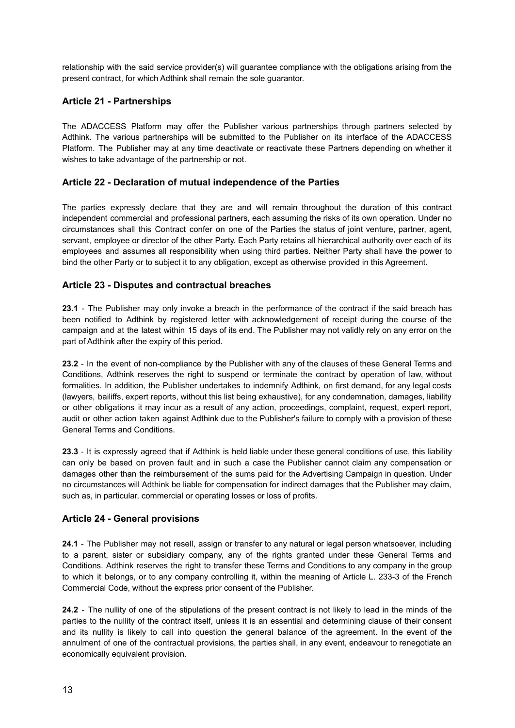relationship with the said service provider(s) will guarantee compliance with the obligations arising from the present contract, for which Adthink shall remain the sole guarantor.

## Article 21 - Partnerships

The ADACCESS Platform may offer the Publisher various partnerships through partners selected by Adthink. The various partnerships will be submitted to the Publisher on its interface of the ADACCESS Platform. The Publisher may at any time deactivate or reactivate these Partners depending on whether it wishes to take advantage of the partnership or not.

## Article 22 - Declaration of mutual independence of the Parties

The parties expressly declare that they are and will remain throughout the duration of this contract independent commercial and professional partners, each assuming the risks of its own operation. Under no circumstances shall this Contract confer on one of the Parties the status of joint venture, partner, agent, servant, employee or director of the other Party. Each Party retains all hierarchical authority over each of its employees and assumes all responsibility when using third parties. Neither Party shall have the power to bind the other Party or to subject it to any obligation, except as otherwise provided in this Agreement.

## Article 23 - Disputes and contractual breaches

**23.1** - The Publisher may only invoke a breach in the performance of the contract if the said breach has been notified to Adthink by registered letter with acknowledgement of receipt during the course of the campaign and at the latest within 15 days of its end. The Publisher may not validly rely on any error on the part of Adthink after the expiry of this period.

**23.2** - In the event of non-compliance by the Publisher with any of the clauses of these General Terms and Conditions, Adthink reserves the right to suspend or terminate the contract by operation of law, without formalities. In addition, the Publisher undertakes to indemnify Adthink, on first demand, for any legal costs (lawyers, bailiffs, expert reports, without this list being exhaustive), for any condemnation, damages, liability or other obligations it may incur as a result of any action, proceedings, complaint, request, expert report, audit or other action taken against Adthink due to the Publisher's failure to comply with a provision of these General Terms and Conditions.

**23.3** - It is expressly agreed that if Adthink is held liable under these general conditions of use, this liability can only be based on proven fault and in such a case the Publisher cannot claim any compensation or damages other than the reimbursement of the sums paid for the Advertising Campaign in question. Under no circumstances will Adthink be liable for compensation for indirect damages that the Publisher may claim, such as, in particular, commercial or operating losses or loss of profits.

## Article 24 - General provisions

**24.1** - The Publisher may not resell, assign or transfer to any natural or legal person whatsoever, including to a parent, sister or subsidiary company, any of the rights granted under these General Terms and Conditions. Adthink reserves the right to transfer these Terms and Conditions to any company in the group to which it belongs, or to any company controlling it, within the meaning of Article L. 233-3 of the French Commercial Code, without the express prior consent of the Publisher.

**24.2** - The nullity of one of the stipulations of the present contract is not likely to lead in the minds of the parties to the nullity of the contract itself, unless it is an essential and determining clause of their consent and its nullity is likely to call into question the general balance of the agreement. In the event of the annulment of one of the contractual provisions, the parties shall, in any event, endeavour to renegotiate an economically equivalent provision.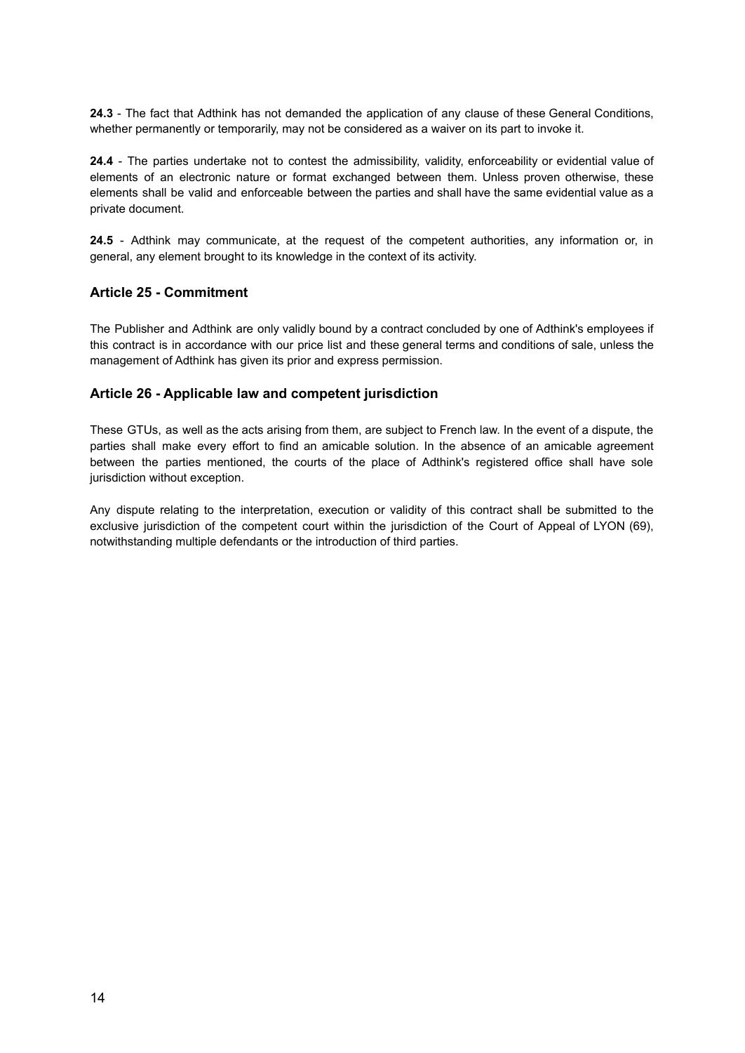**24.3** - The fact that Adthink has not demanded the application of any clause of these General Conditions, whether permanently or temporarily, may not be considered as a waiver on its part to invoke it.

**24.4** - The parties undertake not to contest the admissibility, validity, enforceability or evidential value of elements of an electronic nature or format exchanged between them. Unless proven otherwise, these elements shall be valid and enforceable between the parties and shall have the same evidential value as a private document.

**24.5** - Adthink may communicate, at the request of the competent authorities, any information or, in general, any element brought to its knowledge in the context of its activity.

### Article 25 - Commitment

The Publisher and Adthink are only validly bound by a contract concluded by one of Adthink's employees if this contract is in accordance with our price list and these general terms and conditions of sale, unless the management of Adthink has given its prior and express permission.

### Article 26 - Applicable law and competent jurisdiction

These GTUs, as well as the acts arising from them, are subject to French law. In the event of a dispute, the parties shall make every effort to find an amicable solution. In the absence of an amicable agreement between the parties mentioned, the courts of the place of Adthink's registered office shall have sole jurisdiction without exception.

Any dispute relating to the interpretation, execution or validity of this contract shall be submitted to the exclusive jurisdiction of the competent court within the jurisdiction of the Court of Appeal of LYON (69), notwithstanding multiple defendants or the introduction of third parties.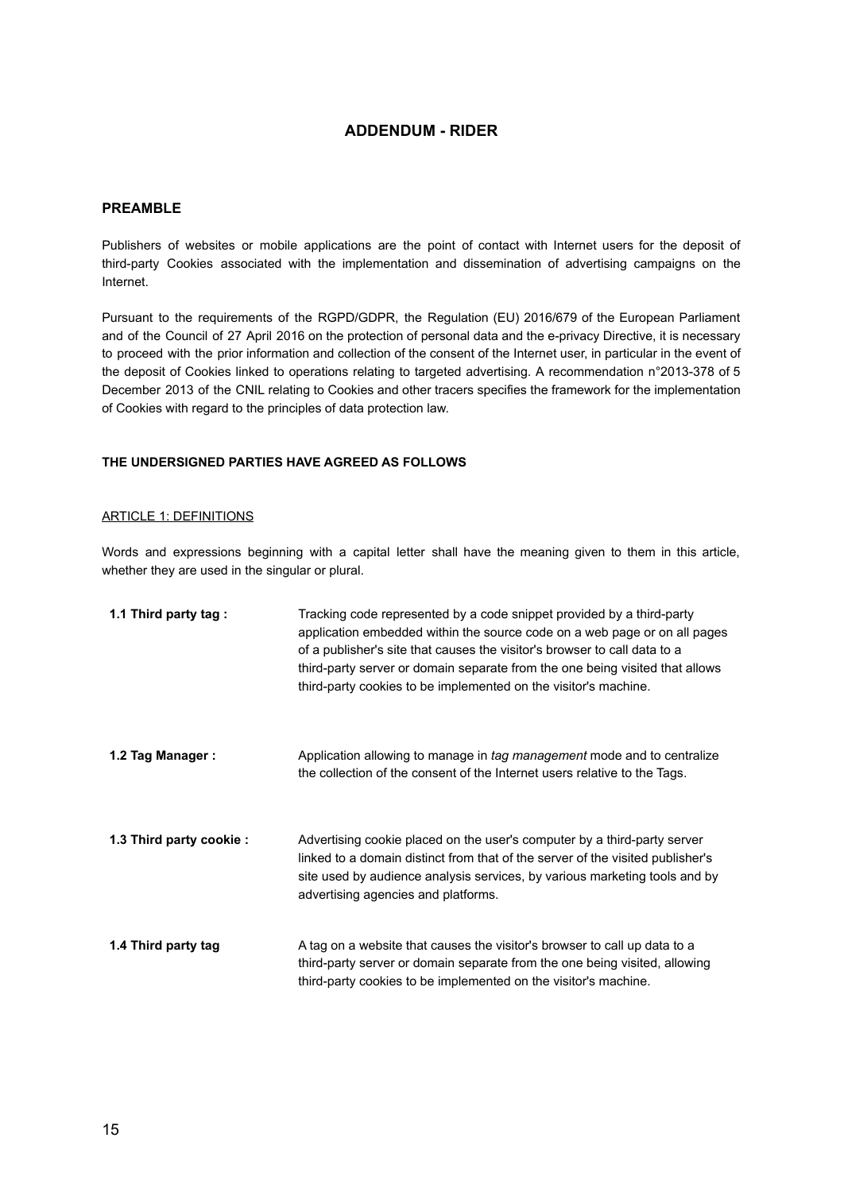## ADDENDUM - RIDER

### PREAMBLE

Publishers of websites or mobile applications are the point of contact with Internet users for the deposit of third-party Cookies associated with the implementation and dissemination of advertising campaigns on the Internet.

Pursuant to the requirements of the RGPD/GDPR, the Regulation (EU) 2016/679 of the European Parliament and of the Council of 27 April 2016 on the protection of personal data and the e-privacy Directive, it is necessary to proceed with the prior information and collection of the consent of the Internet user, in particular in the event of the deposit of Cookies linked to operations relating to targeted advertising. A recommendation n°2013-378 of 5 December 2013 of the CNIL relating to Cookies and other tracers specifies the framework for the implementation of Cookies with regard to the principles of data protection law.

**THE UNDERSIGNED PARTIES HAVE AGREED AS FOLLOWS**

<u>ARTICLE 1: DEFINITIONS</u>

Words and expressions beginning with a capital letter shall have the meaning given to them in this article, whether they are used in the singular or plural.

| | |
|---|---|
| **1.1 Third party tag :** | Tracking code represented by a code snippet provided by a third-party application embedded within the source code on a web page or on all pages of a publisher's site that causes the visitor's browser to call data to a third-party server or domain separate from the one being visited that allows third-party cookies to be implemented on the visitor's machine. |
| **1.2 Tag Manager :** | Application allowing to manage in *tag management* mode and to centralize the collection of the consent of the Internet users relative to the Tags. |
| **1.3 Third party cookie :** | Advertising cookie placed on the user's computer by a third-party server linked to a domain distinct from that of the server of the visited publisher's site used by audience analysis services, by various marketing tools and by advertising agencies and platforms. |
| **1.4 Third party tag** | A tag on a website that causes the visitor's browser to call up data to a third-party server or domain separate from the one being visited, allowing third-party cookies to be implemented on the visitor's machine. |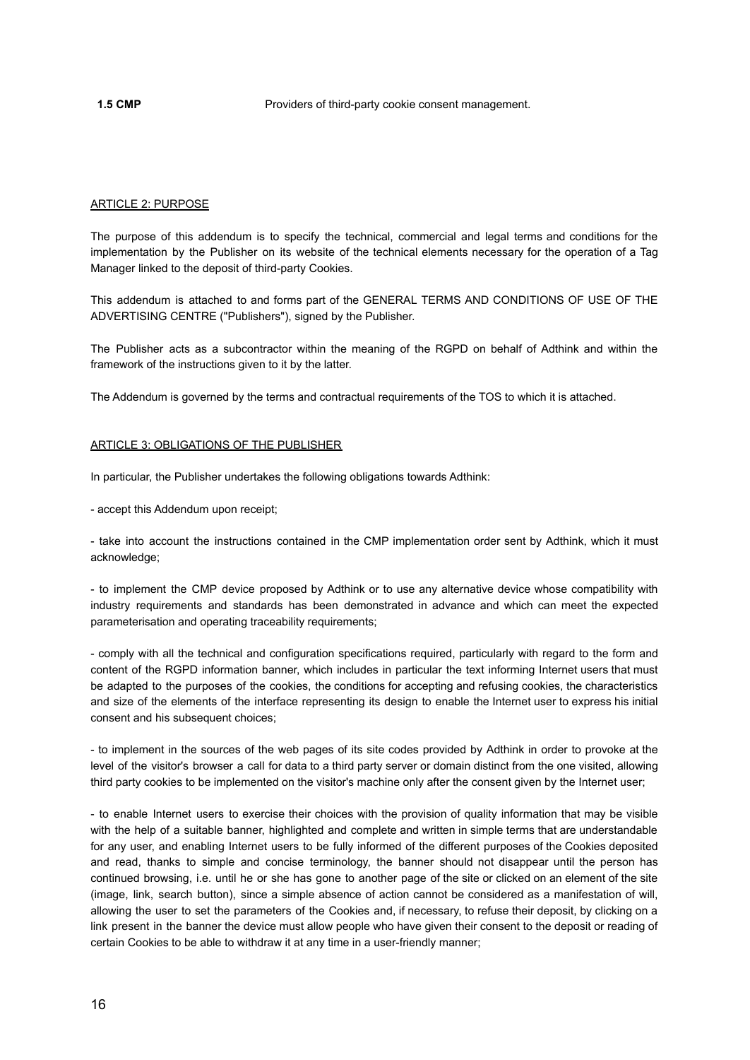**1.5 CMP** Providers of third-party cookie consent management.

ARTICLE 2: PURPOSE

The purpose of this addendum is to specify the technical, commercial and legal terms and conditions for the implementation by the Publisher on its website of the technical elements necessary for the operation of a Tag Manager linked to the deposit of third-party Cookies.

This addendum is attached to and forms part of the GENERAL TERMS AND CONDITIONS OF USE OF THE ADVERTISING CENTRE ("Publishers"), signed by the Publisher.

The Publisher acts as a subcontractor within the meaning of the RGPD on behalf of Adthink and within the framework of the instructions given to it by the latter.

The Addendum is governed by the terms and contractual requirements of the TOS to which it is attached.

ARTICLE 3: OBLIGATIONS OF THE PUBLISHER

In particular, the Publisher undertakes the following obligations towards Adthink:

- accept this Addendum upon receipt;

- take into account the instructions contained in the CMP implementation order sent by Adthink, which it must acknowledge;

- to implement the CMP device proposed by Adthink or to use any alternative device whose compatibility with industry requirements and standards has been demonstrated in advance and which can meet the expected parameterisation and operating traceability requirements;

- comply with all the technical and configuration specifications required, particularly with regard to the form and content of the RGPD information banner, which includes in particular the text informing Internet users that must be adapted to the purposes of the cookies, the conditions for accepting and refusing cookies, the characteristics and size of the elements of the interface representing its design to enable the Internet user to express his initial consent and his subsequent choices;

- to implement in the sources of the web pages of its site codes provided by Adthink in order to provoke at the level of the visitor's browser a call for data to a third party server or domain distinct from the one visited, allowing third party cookies to be implemented on the visitor's machine only after the consent given by the Internet user;

- to enable Internet users to exercise their choices with the provision of quality information that may be visible with the help of a suitable banner, highlighted and complete and written in simple terms that are understandable for any user, and enabling Internet users to be fully informed of the different purposes of the Cookies deposited and read, thanks to simple and concise terminology, the banner should not disappear until the person has continued browsing, i.e. until he or she has gone to another page of the site or clicked on an element of the site (image, link, search button), since a simple absence of action cannot be considered as a manifestation of will, allowing the user to set the parameters of the Cookies and, if necessary, to refuse their deposit, by clicking on a link present in the banner the device must allow people who have given their consent to the deposit or reading of certain Cookies to be able to withdraw it at any time in a user-friendly manner;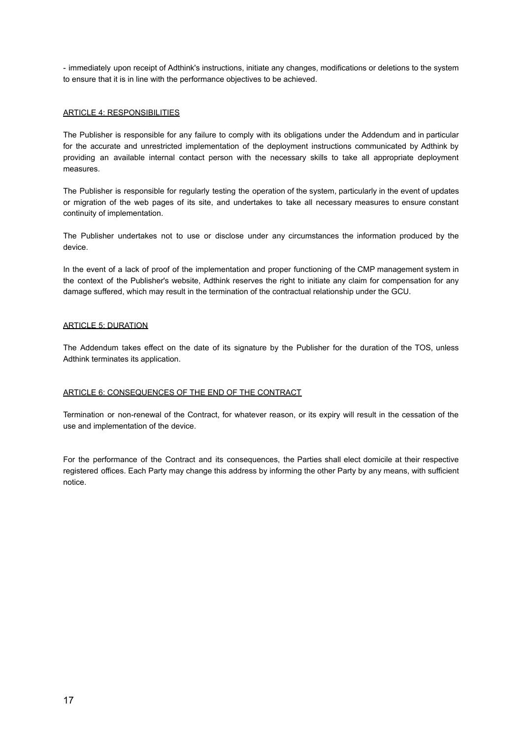- immediately upon receipt of Adthink's instructions, initiate any changes, modifications or deletions to the system to ensure that it is in line with the performance objectives to be achieved.

## ARTICLE 4: RESPONSIBILITIES

The Publisher is responsible for any failure to comply with its obligations under the Addendum and in particular for the accurate and unrestricted implementation of the deployment instructions communicated by Adthink by providing an available internal contact person with the necessary skills to take all appropriate deployment measures.

The Publisher is responsible for regularly testing the operation of the system, particularly in the event of updates or migration of the web pages of its site, and undertakes to take all necessary measures to ensure constant continuity of implementation.

The Publisher undertakes not to use or disclose under any circumstances the information produced by the device.

In the event of a lack of proof of the implementation and proper functioning of the CMP management system in the context of the Publisher's website, Adthink reserves the right to initiate any claim for compensation for any damage suffered, which may result in the termination of the contractual relationship under the GCU.

## ARTICLE 5: DURATION

The Addendum takes effect on the date of its signature by the Publisher for the duration of the TOS, unless Adthink terminates its application.

## ARTICLE 6: CONSEQUENCES OF THE END OF THE CONTRACT

Termination or non-renewal of the Contract, for whatever reason, or its expiry will result in the cessation of the use and implementation of the device.

For the performance of the Contract and its consequences, the Parties shall elect domicile at their respective registered offices. Each Party may change this address by informing the other Party by any means, with sufficient notice.